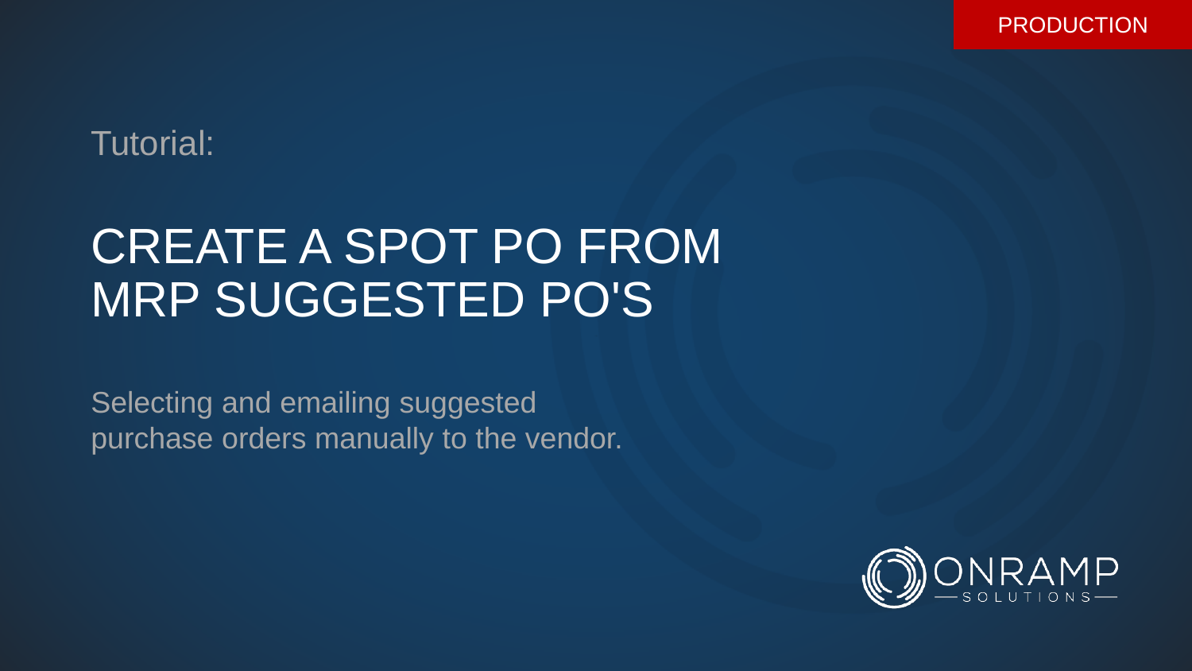PRODUCTION

Tutorial:

# CREATE A SPOT PO FROM MRP SUGGESTED PO'S

Selecting and emailing suggested purchase orders manually to the vendor.

ONRAMP SOLUTIONS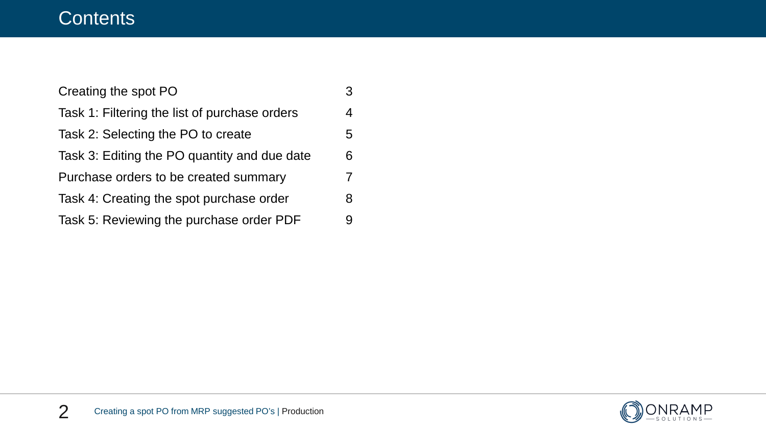# Contents

| | |
|---|---|
| Creating the spot PO | 3 |
| Task 1: Filtering the list of purchase orders | 4 |
| Task 2: Selecting the PO to create | 5 |
| Task 3: Editing the PO quantity and due date | 6 |
| Purchase orders to be created summary | 7 |
| Task 4: Creating the spot purchase order | 8 |
| Task 5: Reviewing the purchase order PDF | 9 |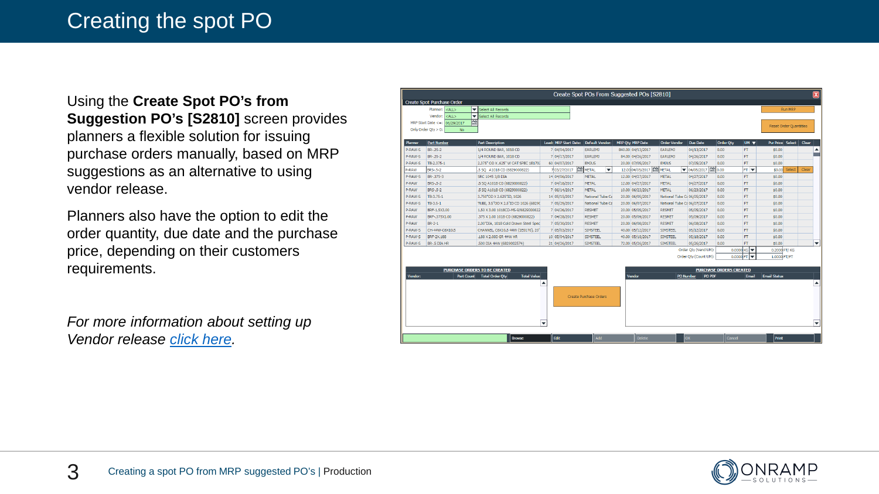# Creating the spot PO

Using the **Create Spot PO's from Suggestion PO's [S2810]** screen provides planners a flexible solution for issuing purchase orders manually, based on MRP suggestions as an alternative to using vendor release.

Planners also have the option to edit the order quantity, due date and the purchase price, depending on their customers requirements.

*For more information about setting up Vendor release [click here](#).*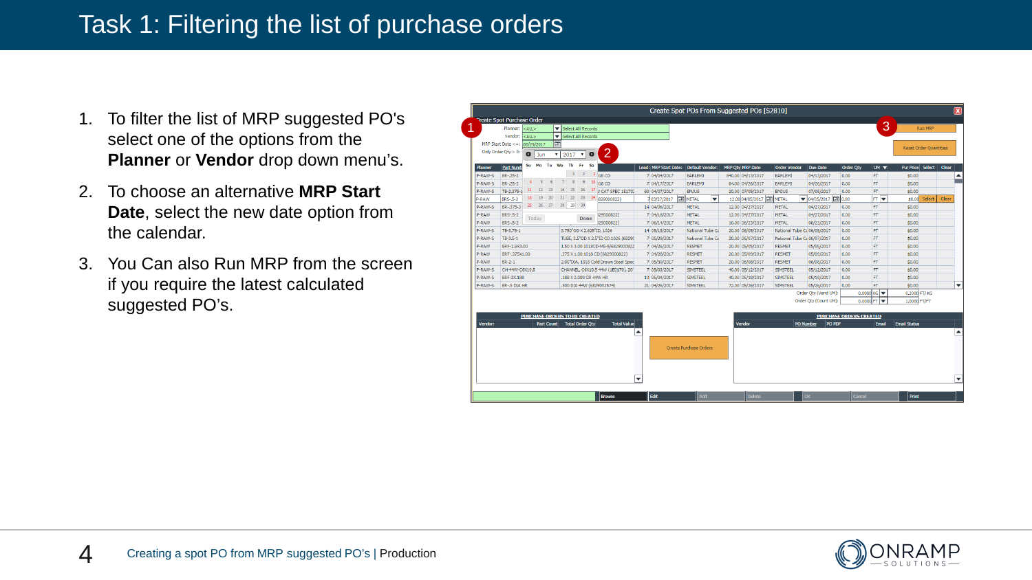# Task 1: Filtering the list of purchase orders

1. To filter the list of MRP suggested PO's select one of the options from the **Planner** or **Vendor** drop down menu's.
2. To choose an alternative **MRP Start Date**, select the new date option from the calendar.
3. You Can also Run MRP from the screen if you require the latest calculated suggested PO's.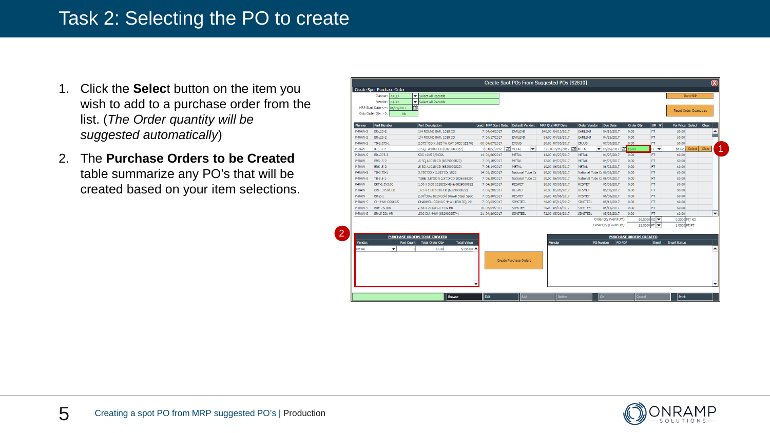# Task 2: Selecting the PO to create

1. Click the **Select** button on the item you wish to add to a purchase order from the list. (*The Order quantity will be suggested automatically*)
2. The **Purchase Orders to be Created** table summarize any PO's that will be created based on your item selections.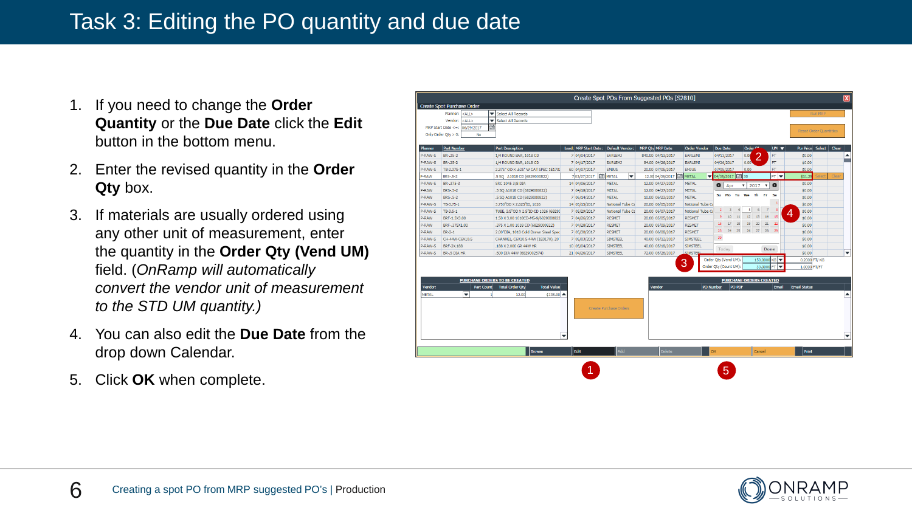# Task 3: Editing the PO quantity and due date

1. If you need to change the **Order Quantity** or the **Due Date** click the **Edit** button in the bottom menu.
2. Enter the revised quantity in the **Order Qty** box.
3. If materials are usually ordered using any other unit of measurement, enter the quantity in the **Order Qty (Vend UM)** field. (*OnRamp will automatically convert the vendor unit of measurement to the STD UM quantity.)*
4. You can also edit the **Due Date** from the drop down Calendar.
5. Click **OK** when complete.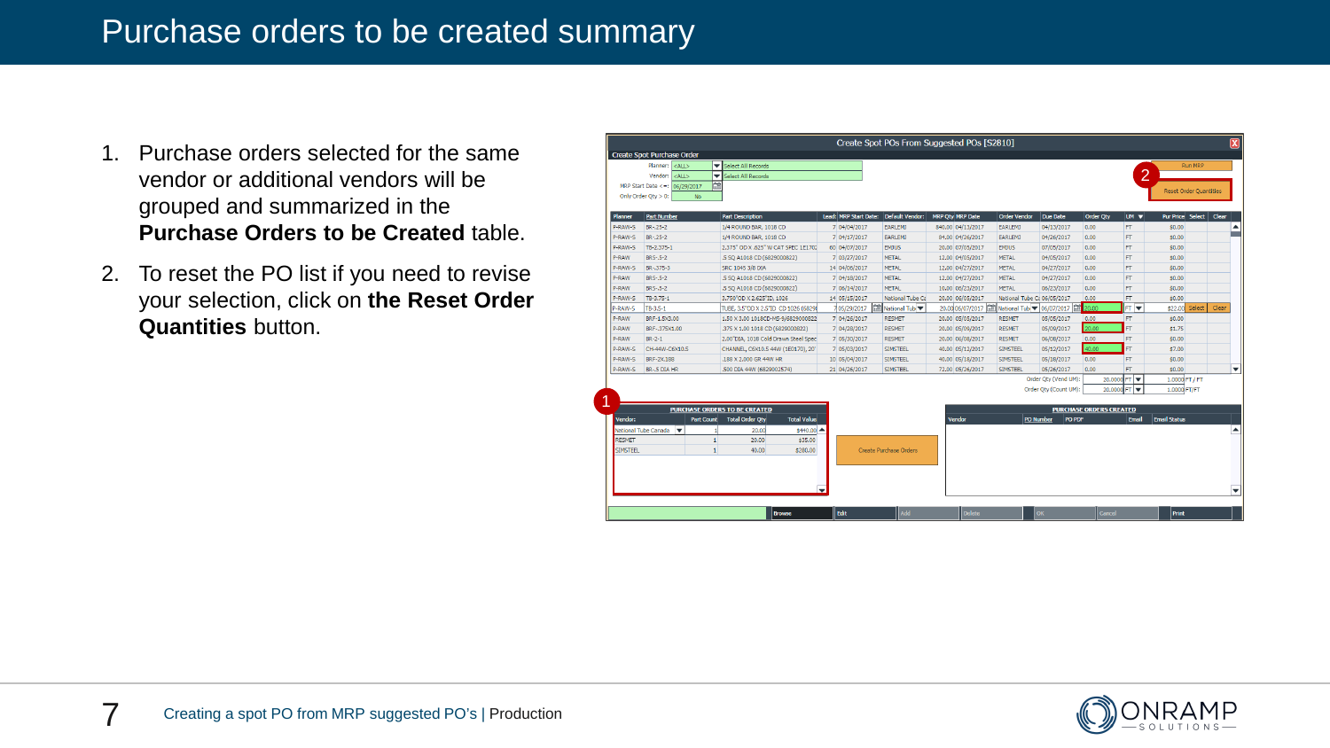# Purchase orders to be created summary

1. Purchase orders selected for the same vendor or additional vendors will be grouped and summarized in the **Purchase Orders to be Created** table.
2. To reset the PO list if you need to revise your selection, click on **the Reset Order Quantities** button.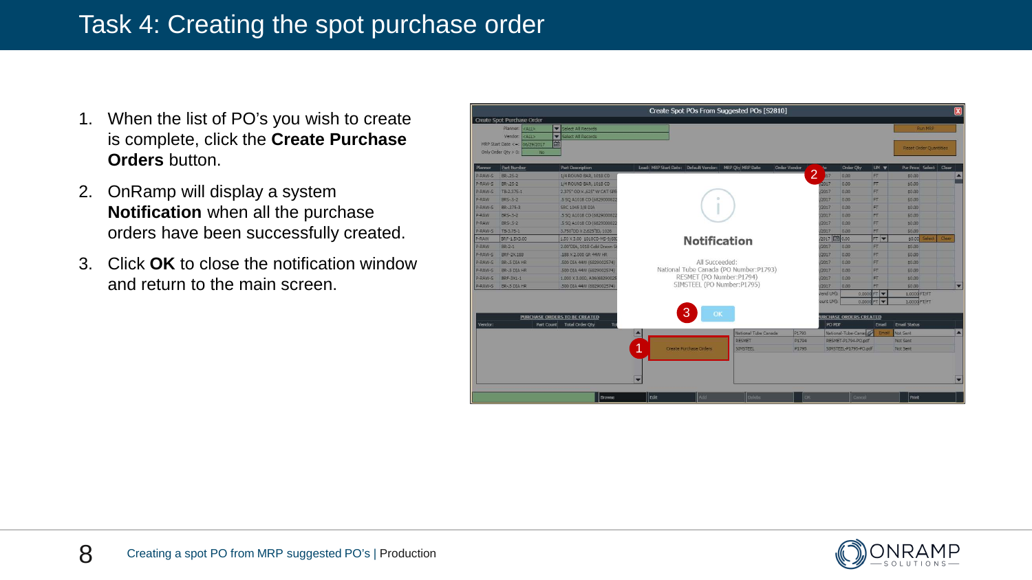# Task 4: Creating the spot purchase order

1. When the list of PO's you wish to create is complete, click the **Create Purchase Orders** button.
2. OnRamp will display a system **Notification** when all the purchase orders have been successfully created.
3. Click **OK** to close the notification window and return to the main screen.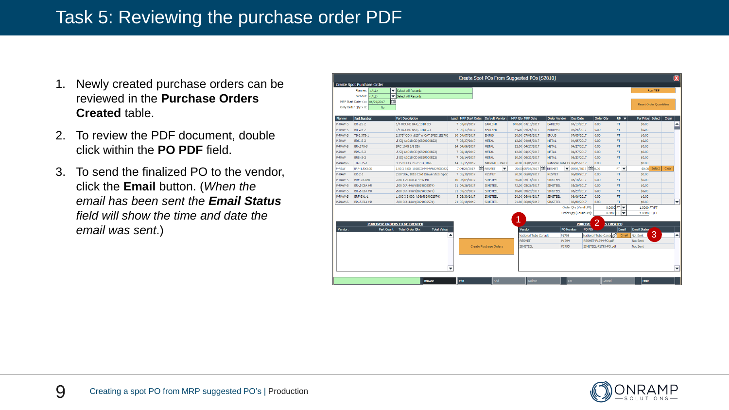# Task 5: Reviewing the purchase order PDF

1. Newly created purchase orders can be reviewed in the **Purchase Orders Created** table.
2. To review the PDF document, double click within the **PO PDF** field.
3. To send the finalized PO to the vendor, click the **Email** button. (*When the email has been sent the **Email Status** field will show the time and date the email was sent*.)

Creating a spot PO from MRP suggested PO's | Production